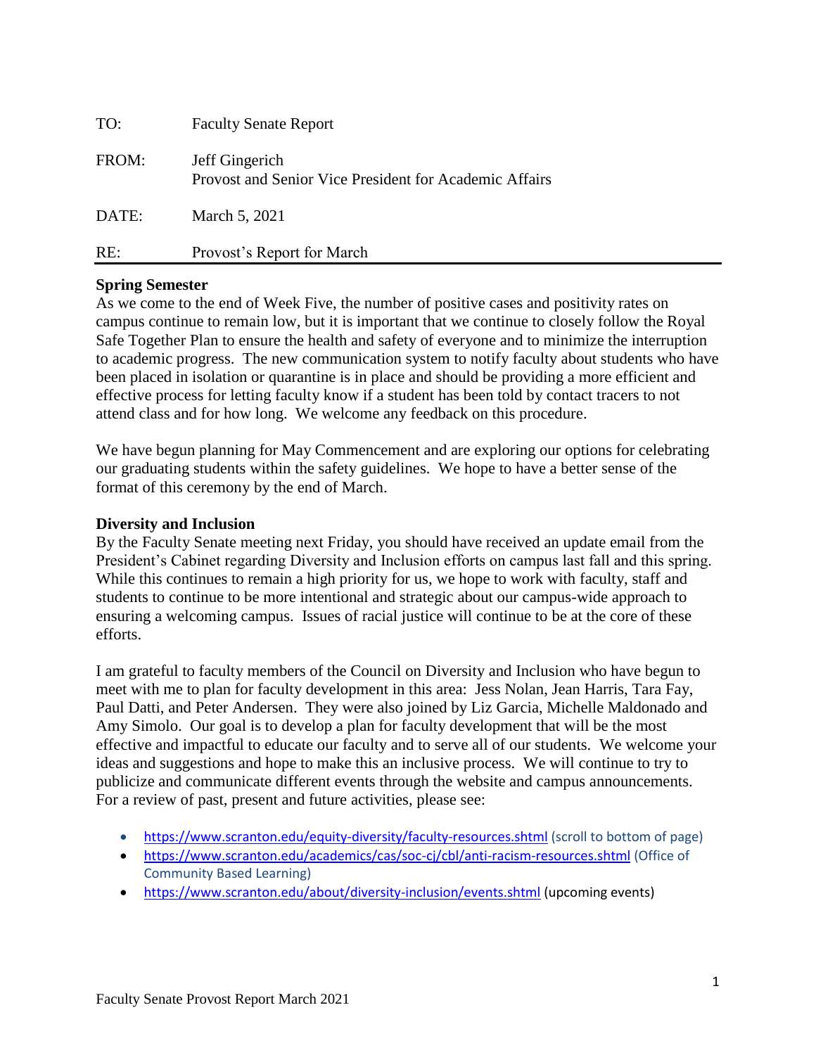| | |
|---|---|
| TO: | Faculty Senate Report |
| FROM: | Jeff Gingerich<br>Provost and Senior Vice President for Academic Affairs |
| DATE: | March 5, 2021 |
| RE: | Provost's Report for March |

**Spring Semester**

As we come to the end of Week Five, the number of positive cases and positivity rates on campus continue to remain low, but it is important that we continue to closely follow the Royal Safe Together Plan to ensure the health and safety of everyone and to minimize the interruption to academic progress. The new communication system to notify faculty about students who have been placed in isolation or quarantine is in place and should be providing a more efficient and effective process for letting faculty know if a student has been told by contact tracers to not attend class and for how long. We welcome any feedback on this procedure.

We have begun planning for May Commencement and are exploring our options for celebrating our graduating students within the safety guidelines. We hope to have a better sense of the format of this ceremony by the end of March.

**Diversity and Inclusion**

By the Faculty Senate meeting next Friday, you should have received an update email from the President's Cabinet regarding Diversity and Inclusion efforts on campus last fall and this spring. While this continues to remain a high priority for us, we hope to work with faculty, staff and students to continue to be more intentional and strategic about our campus-wide approach to ensuring a welcoming campus. Issues of racial justice will continue to be at the core of these efforts.

I am grateful to faculty members of the Council on Diversity and Inclusion who have begun to meet with me to plan for faculty development in this area: Jess Nolan, Jean Harris, Tara Fay, Paul Datti, and Peter Andersen. They were also joined by Liz Garcia, Michelle Maldonado and Amy Simolo. Our goal is to develop a plan for faculty development that will be the most effective and impactful to educate our faculty and to serve all of our students. We welcome your ideas and suggestions and hope to make this an inclusive process. We will continue to try to publicize and communicate different events through the website and campus announcements. For a review of past, present and future activities, please see:

- https://www.scranton.edu/equity-diversity/faculty-resources.shtml (scroll to bottom of page)
- https://www.scranton.edu/academics/cas/soc-cj/cbl/anti-racism-resources.shtml (Office of Community Based Learning)
- https://www.scranton.edu/about/diversity-inclusion/events.shtml (upcoming events)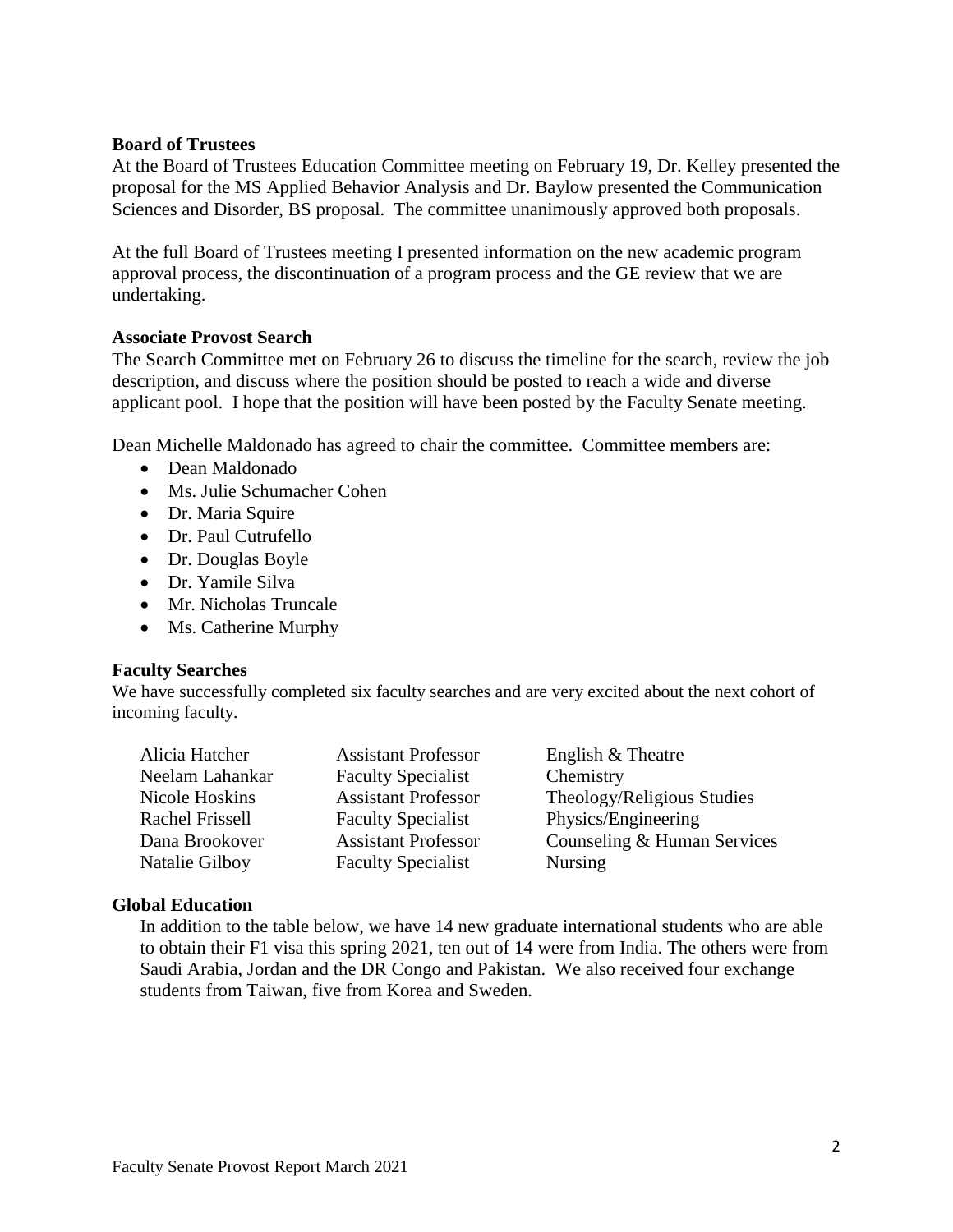**Board of Trustees**

At the Board of Trustees Education Committee meeting on February 19, Dr. Kelley presented the proposal for the MS Applied Behavior Analysis and Dr. Baylow presented the Communication Sciences and Disorder, BS proposal. The committee unanimously approved both proposals.

At the full Board of Trustees meeting I presented information on the new academic program approval process, the discontinuation of a program process and the GE review that we are undertaking.

**Associate Provost Search**

The Search Committee met on February 26 to discuss the timeline for the search, review the job description, and discuss where the position should be posted to reach a wide and diverse applicant pool. I hope that the position will have been posted by the Faculty Senate meeting.

Dean Michelle Maldonado has agreed to chair the committee. Committee members are:

- Dean Maldonado
- Ms. Julie Schumacher Cohen
- Dr. Maria Squire
- Dr. Paul Cutrufello
- Dr. Douglas Boyle
- Dr. Yamile Silva
- Mr. Nicholas Truncale
- Ms. Catherine Murphy

**Faculty Searches**

We have successfully completed six faculty searches and are very excited about the next cohort of incoming faculty.

| | | |
|---|---|---|
| Alicia Hatcher | Assistant Professor | English & Theatre |
| Neelam Lahankar | Faculty Specialist | Chemistry |
| Nicole Hoskins | Assistant Professor | Theology/Religious Studies |
| Rachel Frissell | Faculty Specialist | Physics/Engineering |
| Dana Brookover | Assistant Professor | Counseling & Human Services |
| Natalie Gilboy | Faculty Specialist | Nursing |

**Global Education**

In addition to the table below, we have 14 new graduate international students who are able to obtain their F1 visa this spring 2021, ten out of 14 were from India. The others were from Saudi Arabia, Jordan and the DR Congo and Pakistan. We also received four exchange students from Taiwan, five from Korea and Sweden.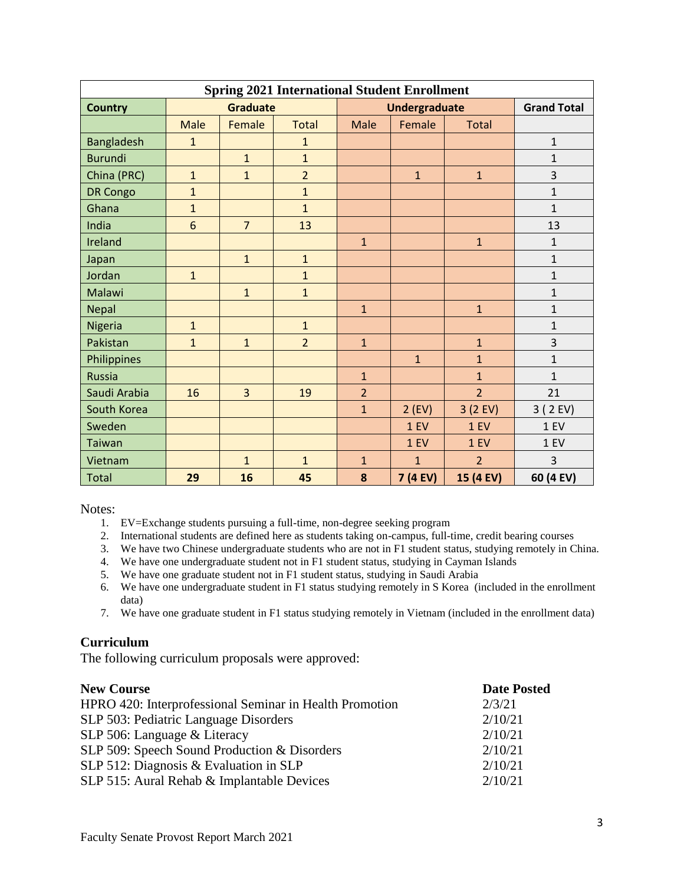| Spring 2021 International Student Enrollment | | | | | | | |
|---|---|---|---|---|---|---|---|
| **Country** | **Graduate** | | | **Undergraduate** | | | **Grand Total** |
| | Male | Female | Total | Male | Female | Total | |
| Bangladesh | 1 | | 1 | | | | 1 |
| Burundi | | 1 | 1 | | | | 1 |
| China (PRC) | 1 | 1 | 2 | | 1 | 1 | 3 |
| DR Congo | 1 | | 1 | | | | 1 |
| Ghana | 1 | | 1 | | | | 1 |
| India | 6 | 7 | 13 | | | | 13 |
| Ireland | | | | 1 | | 1 | 1 |
| Japan | | 1 | 1 | | | | 1 |
| Jordan | 1 | | 1 | | | | 1 |
| Malawi | | 1 | 1 | | | | 1 |
| Nepal | | | | 1 | | 1 | 1 |
| Nigeria | 1 | | 1 | | | | 1 |
| Pakistan | 1 | 1 | 2 | 1 | | 1 | 3 |
| Philippines | | | | | 1 | 1 | 1 |
| Russia | | | | 1 | | 1 | 1 |
| Saudi Arabia | 16 | 3 | 19 | 2 | | 2 | 21 |
| South Korea | | | | 1 | 2 (EV) | 3 (2 EV) | 3 ( 2 EV) |
| Sweden | | | | | 1 EV | 1 EV | 1 EV |
| Taiwan | | | | | 1 EV | 1 EV | 1 EV |
| Vietnam | | 1 | 1 | 1 | 1 | 2 | 3 |
| Total | **29** | **16** | **45** | **8** | **7 (4 EV)** | **15 (4 EV)** | **60 (4 EV)** |

Notes:

1. EV=Exchange students pursuing a full-time, non-degree seeking program
2. International students are defined here as students taking on-campus, full-time, credit bearing courses
3. We have two Chinese undergraduate students who are not in F1 student status, studying remotely in China.
4. We have one undergraduate student not in F1 student status, studying in Cayman Islands
5. We have one graduate student not in F1 student status, studying in Saudi Arabia
6. We have one undergraduate student in F1 status studying remotely in S Korea (included in the enrollment data)
7. We have one graduate student in F1 status studying remotely in Vietnam (included in the enrollment data)

## Curriculum

The following curriculum proposals were approved:

| **New Course** | **Date Posted** |
|---|---|
| HPRO 420: Interprofessional Seminar in Health Promotion | 2/3/21 |
| SLP 503: Pediatric Language Disorders | 2/10/21 |
| SLP 506: Language & Literacy | 2/10/21 |
| SLP 509: Speech Sound Production & Disorders | 2/10/21 |
| SLP 512: Diagnosis & Evaluation in SLP | 2/10/21 |
| SLP 515: Aural Rehab & Implantable Devices | 2/10/21 |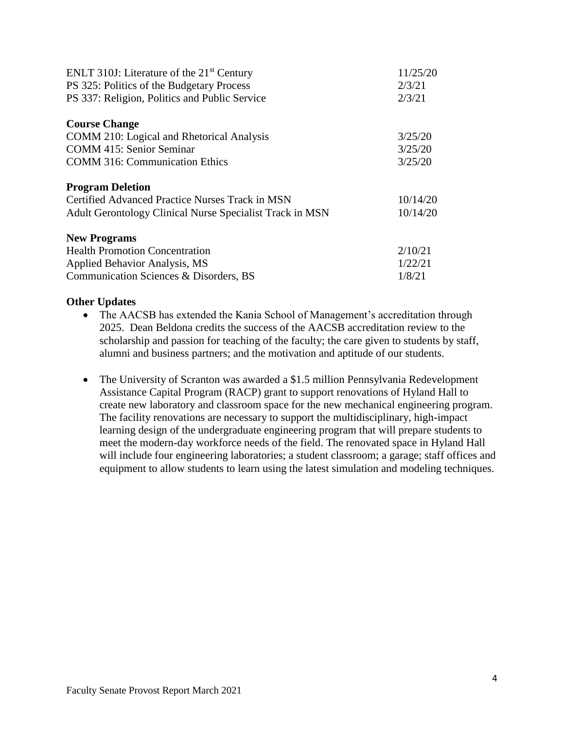| | |
|---|---|
| ENLT 310J: Literature of the 21st Century | 11/25/20 |
| PS 325: Politics of the Budgetary Process | 2/3/21 |
| PS 337: Religion, Politics and Public Service | 2/3/21 |

**Course Change**

| | |
|---|---|
| COMM 210: Logical and Rhetorical Analysis | 3/25/20 |
| COMM 415: Senior Seminar | 3/25/20 |
| COMM 316: Communication Ethics | 3/25/20 |

**Program Deletion**

| | |
|---|---|
| Certified Advanced Practice Nurses Track in MSN | 10/14/20 |
| Adult Gerontology Clinical Nurse Specialist Track in MSN | 10/14/20 |

**New Programs**

| | |
|---|---|
| Health Promotion Concentration | 2/10/21 |
| Applied Behavior Analysis, MS | 1/22/21 |
| Communication Sciences & Disorders, BS | 1/8/21 |

**Other Updates**

- The AACSB has extended the Kania School of Management's accreditation through 2025. Dean Beldona credits the success of the AACSB accreditation review to the scholarship and passion for teaching of the faculty; the care given to students by staff, alumni and business partners; and the motivation and aptitude of our students.

- The University of Scranton was awarded a $1.5 million Pennsylvania Redevelopment Assistance Capital Program (RACP) grant to support renovations of Hyland Hall to create new laboratory and classroom space for the new mechanical engineering program. The facility renovations are necessary to support the multidisciplinary, high-impact learning design of the undergraduate engineering program that will prepare students to meet the modern-day workforce needs of the field. The renovated space in Hyland Hall will include four engineering laboratories; a student classroom; a garage; staff offices and equipment to allow students to learn using the latest simulation and modeling techniques.